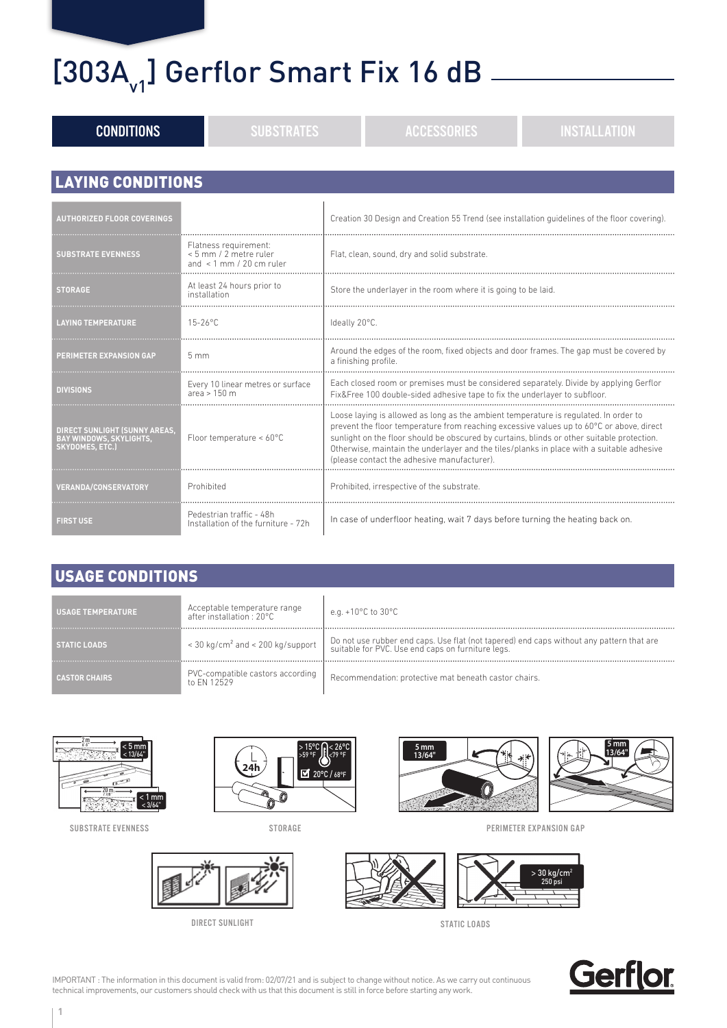# [$303A_{v1}$] Gerflor Smart Fix 16 dB

CONDITIONS | SUBSTRATES | ACCESSORIES | INSTALLATION

## LAYING CONDITIONS

| | | |
|---|---|---|
| AUTHORIZED FLOOR COVERINGS | | Creation 30 Design and Creation 55 Trend (see installation guidelines of the floor covering). |
| SUBSTRATE EVENNESS | Flatness requirement: < 5 mm / 2 metre ruler and < 1 mm / 20 cm ruler | Flat, clean, sound, dry and solid substrate. |
| STORAGE | At least 24 hours prior to installation | Store the underlayer in the room where it is going to be laid. |
| LAYING TEMPERATURE | 15-26°C | Ideally 20°C. |
| PERIMETER EXPANSION GAP | 5 mm | Around the edges of the room, fixed objects and door frames. The gap must be covered by a finishing profile. |
| DIVISIONS | Every 10 linear metres or surface area > 150 m | Each closed room or premises must be considered separately. Divide by applying Gerflor Fix&Free 100 double-sided adhesive tape to fix the underlayer to subfloor. |
| DIRECT SUNLIGHT (SUNNY AREAS, BAY WINDOWS, SKYLIGHTS, SKYDOMES, ETC.) | Floor temperature < 60°C | Loose laying is allowed as long as the ambient temperature is regulated. In order to prevent the floor temperature from reaching excessive values up to 60°C or above, direct sunlight on the floor should be obscured by curtains, blinds or other suitable protection. Otherwise, maintain the underlayer and the tiles/planks in place with a suitable adhesive (please contact the adhesive manufacturer). |
| VERANDA/CONSERVATORY | Prohibited | Prohibited, irrespective of the substrate. |
| FIRST USE | Pedestrian traffic - 48h Installation of the furniture - 72h | In case of underfloor heating, wait 7 days before turning the heating back on. |

## USAGE CONDITIONS

| | | |
|---|---|---|
| USAGE TEMPERATURE | Acceptable temperature range after installation : 20°C | e.g. +10°C to 30°C |
| STATIC LOADS | < 30 kg/cm² and < 200 kg/support | Do not use rubber end caps. Use flat (not tapered) end caps without any pattern that are suitable for PVC. Use end caps on furniture legs. |
| CASTOR CHAIRS | PVC-compatible castors according to EN 12529 | Recommendation: protective mat beneath castor chairs. |

SUBSTRATE EVENNESS

STORAGE

PERIMETER EXPANSION GAP

DIRECT SUNLIGHT

STATIC LOADS

IMPORTANT : The information in this document is valid from: 02/07/21 and is subject to change without notice. As we carry out continuous technical improvements, our customers should check with us that this document is still in force before starting any work.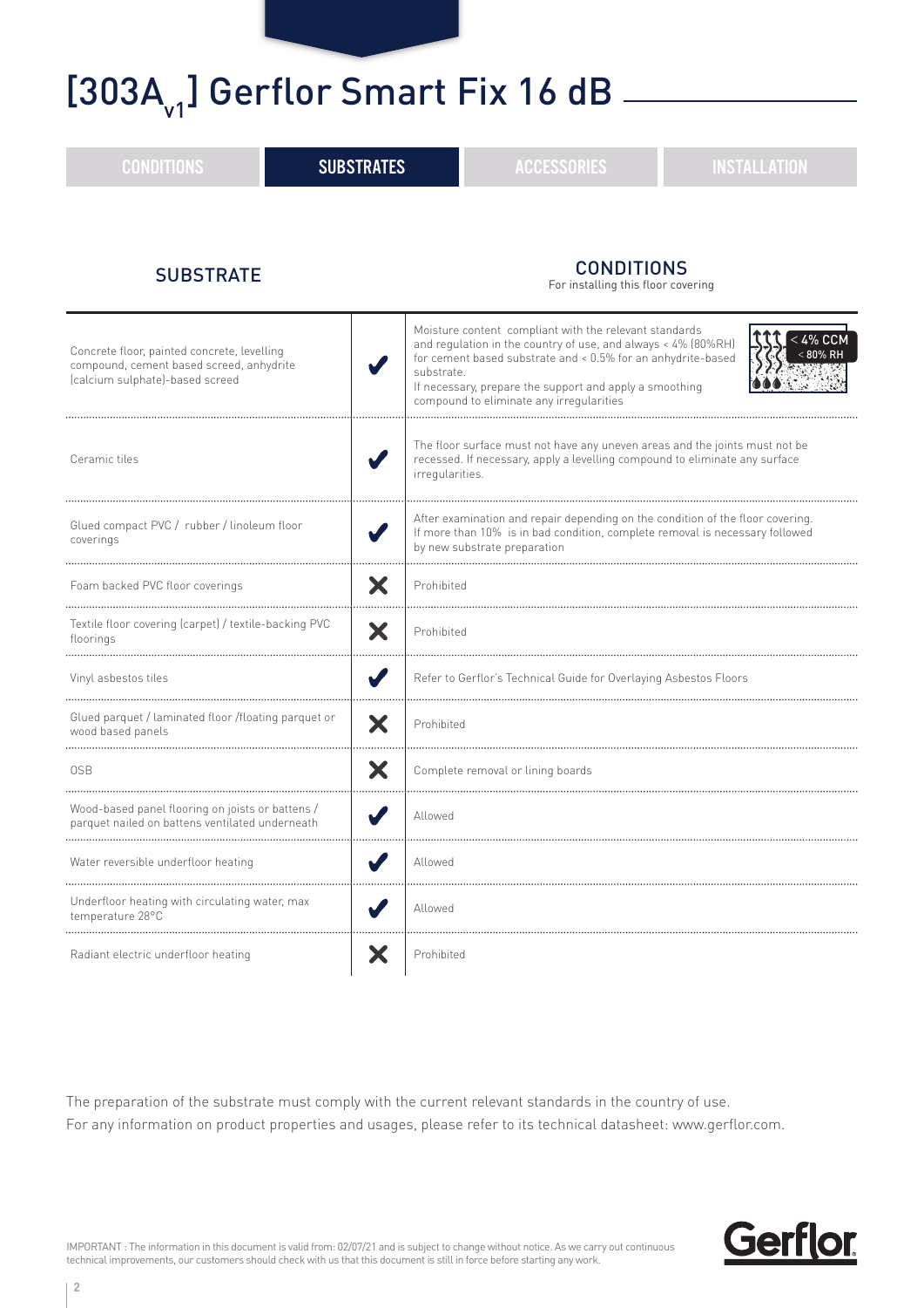# [303A$_{v1}$] Gerflor Smart Fix 16 dB

CONDITIONS | **SUBSTRATES** | ACCESSORIES | INSTALLATION

| SUBSTRATE | | CONDITIONS<br>For installing this floor covering |
|---|---|---|
| Concrete floor, painted concrete, levelling compound, cement based screed, anhydrite (calcium sulphate)-based screed | ✔ | Moisture content compliant with the relevant standards and regulation in the country of use, and always < 4% (80%RH) for cement based substrate and < 0.5% for an anhydrite-based substrate.<br>If necessary, prepare the support and apply a smoothing compound to eliminate any irregularities<br>< 4% CCM < 80% RH |
| Ceramic tiles | ✔ | The floor surface must not have any uneven areas and the joints must not be recessed. If necessary, apply a levelling compound to eliminate any surface irregularities. |
| Glued compact PVC / rubber / linoleum floor coverings | ✔ | After examination and repair depending on the condition of the floor covering. If more than 10% is in bad condition, complete removal is necessary followed by new substrate preparation |
| Foam backed PVC floor coverings | ✘ | Prohibited |
| Textile floor covering (carpet) / textile-backing PVC floorings | ✘ | Prohibited |
| Vinyl asbestos tiles | ✔ | Refer to Gerflor's Technical Guide for Overlaying Asbestos Floors |
| Glued parquet / laminated floor /floating parquet or wood based panels | ✘ | Prohibited |
| OSB | ✘ | Complete removal or lining boards |
| Wood-based panel flooring on joists or battens / parquet nailed on battens ventilated underneath | ✔ | Allowed |
| Water reversible underfloor heating | ✔ | Allowed |
| Underfloor heating with circulating water, max temperature 28°C | ✔ | Allowed |
| Radiant electric underfloor heating | ✘ | Prohibited |

The preparation of the substrate must comply with the current relevant standards in the country of use.
For any information on product properties and usages, please refer to its technical datasheet: www.gerflor.com.

IMPORTANT : The information in this document is valid from: 02/07/21 and is subject to change without notice. As we carry out continuous technical improvements, our customers should check with us that this document is still in force before starting any work.

Gerflor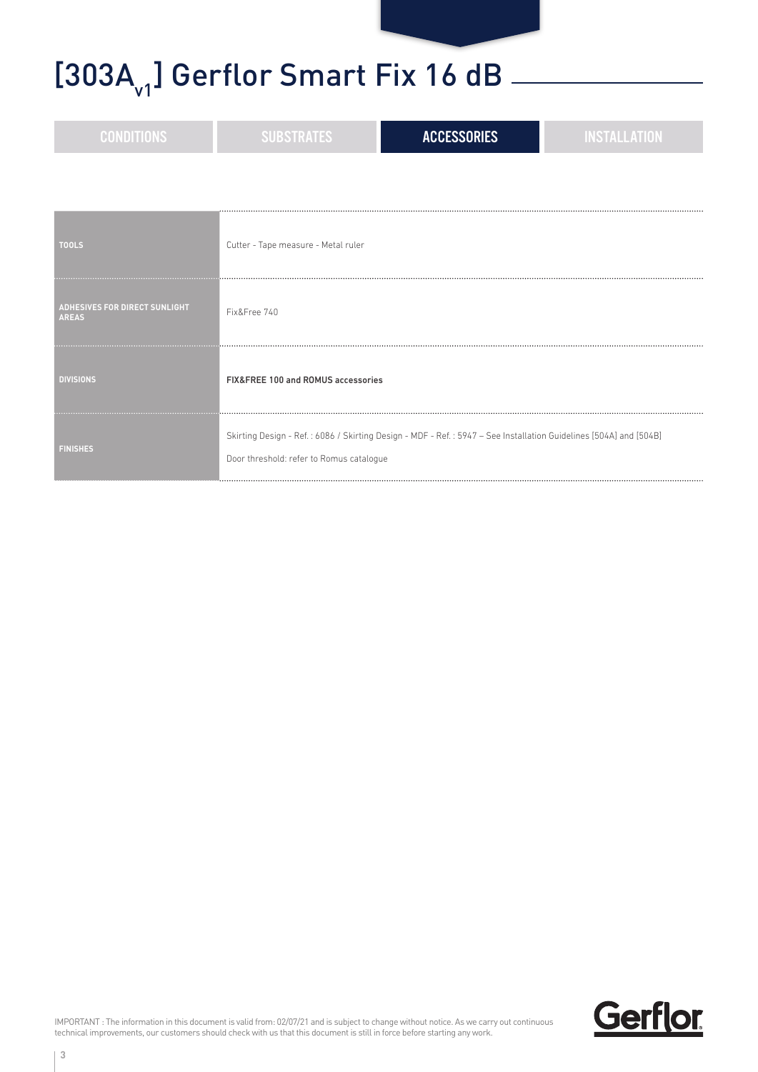# [$303A_{v1}$] Gerflor Smart Fix 16 dB

CONDITIONS | SUBSTRATES | **ACCESSORIES** | INSTALLATION

| | |
|---|---|
| **TOOLS** | Cutter - Tape measure - Metal ruler |
| **ADHESIVES FOR DIRECT SUNLIGHT AREAS** | Fix&Free 740 |
| **DIVISIONS** | **FIX&FREE 100 and ROMUS accessories** |
| **FINISHES** | Skirting Design - Ref. : 6086 / Skirting Design - MDF - Ref. : 5947 – See Installation Guidelines [504A] and [504B]<br>Door threshold: refer to Romus catalogue |

IMPORTANT : The information in this document is valid from: 02/07/21 and is subject to change without notice. As we carry out continuous technical improvements, our customers should check with us that this document is still in force before starting any work.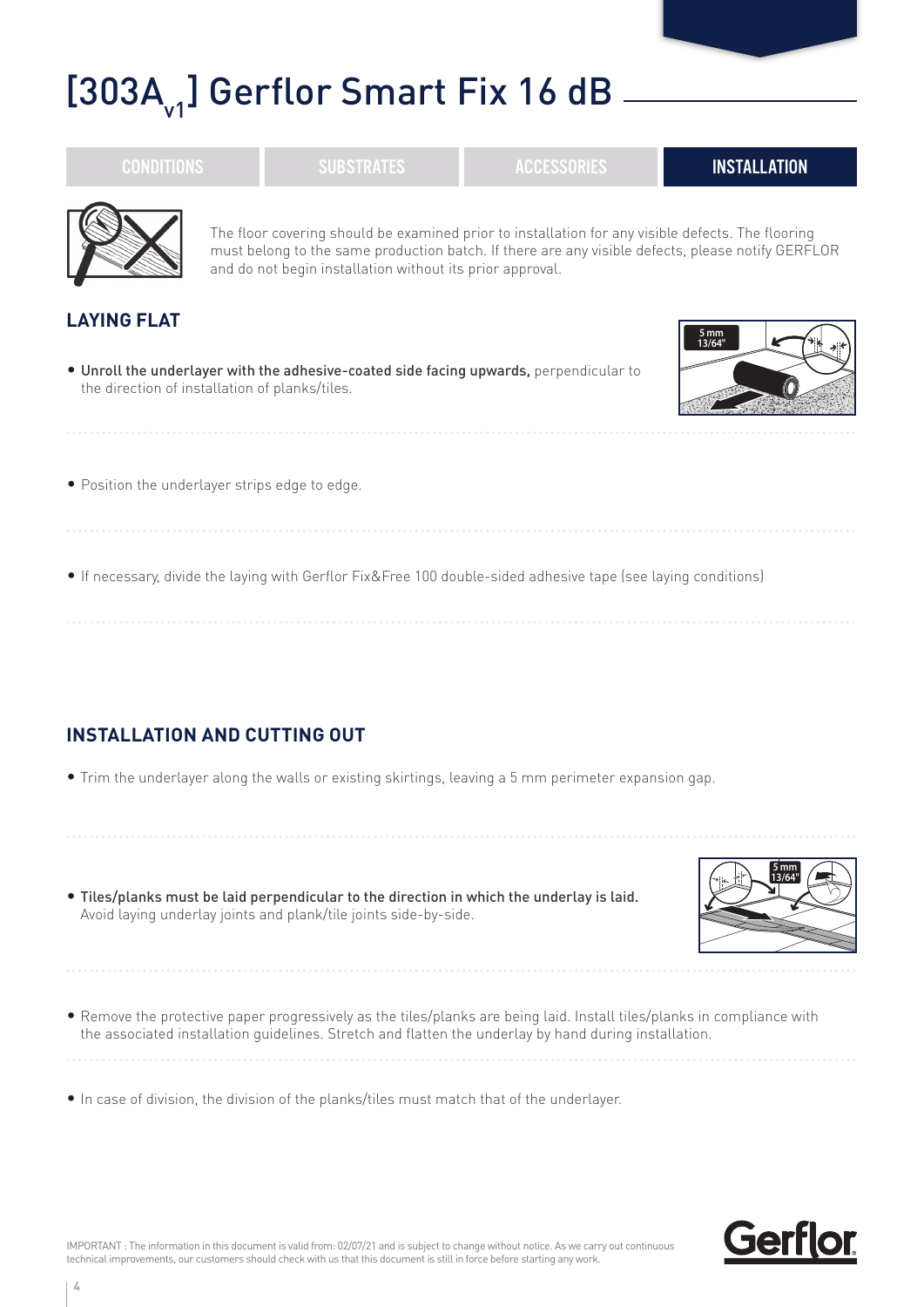# [303A$_{v1}$] Gerflor Smart Fix 16 dB

CONDITIONS | SUBSTRATES | ACCESSORIES | **INSTALLATION**

The floor covering should be examined prior to installation for any visible defects. The flooring must belong to the same production batch. If there are any visible defects, please notify GERFLOR and do not begin installation without its prior approval.

## LAYING FLAT

- **Unroll the underlayer with the adhesive-coated side facing upwards,** perpendicular to the direction of installation of planks/tiles.

- Position the underlayer strips edge to edge.

- If necessary, divide the laying with Gerflor Fix&Free 100 double-sided adhesive tape (see laying conditions)

## INSTALLATION AND CUTTING OUT

- Trim the underlayer along the walls or existing skirtings, leaving a 5 mm perimeter expansion gap.

- **Tiles/planks must be laid perpendicular to the direction in which the underlay is laid.** Avoid laying underlay joints and plank/tile joints side-by-side.

- Remove the protective paper progressively as the tiles/planks are being laid. Install tiles/planks in compliance with the associated installation guidelines. Stretch and flatten the underlay by hand during installation.

- In case of division, the division of the planks/tiles must match that of the underlayer.

IMPORTANT : The information in this document is valid from: 02/07/21 and is subject to change without notice. As we carry out continuous technical improvements, our customers should check with us that this document is still in force before starting any work.